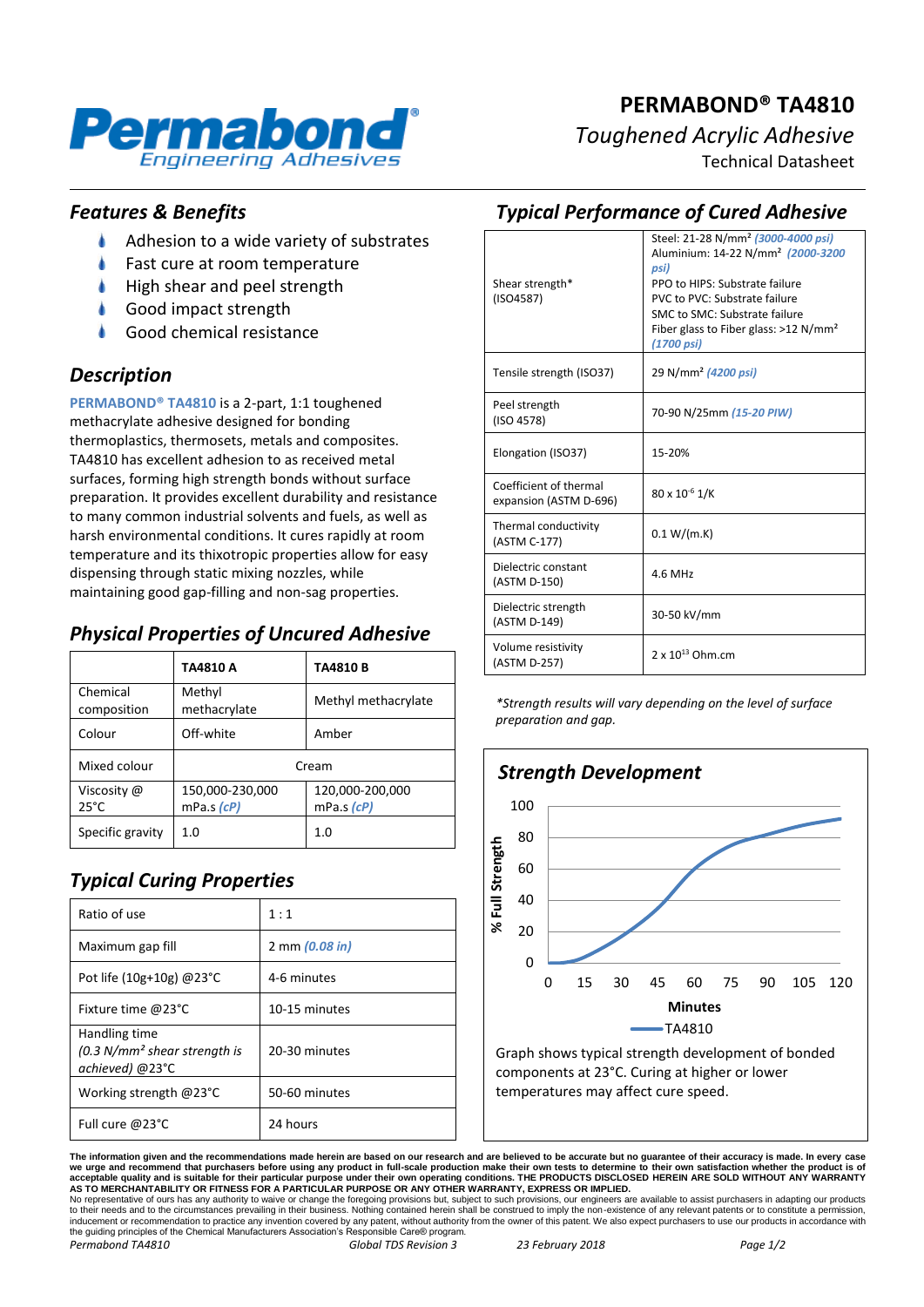# PERMABOND® TA4810

*Toughened Acrylic Adhesive*

Technical Datasheet

## *Features & Benefits*

- Adhesion to a wide variety of substrates
- Fast cure at room temperature
- High shear and peel strength
- Good impact strength
- Good chemical resistance

## *Description*

**PERMABOND® TA4810** is a 2-part, 1:1 toughened methacrylate adhesive designed for bonding thermoplastics, thermosets, metals and composites. TA4810 has excellent adhesion to as received metal surfaces, forming high strength bonds without surface preparation. It provides excellent durability and resistance to many common industrial solvents and fuels, as well as harsh environmental conditions. It cures rapidly at room temperature and its thixotropic properties allow for easy dispensing through static mixing nozzles, while maintaining good gap-filling and non-sag properties.

## *Physical Properties of Uncured Adhesive*

| | TA4810 A | TA4810 B |
|---|---|---|
| Chemical composition | Methyl methacrylate | Methyl methacrylate |
| Colour | Off-white | Amber |
| Mixed colour | Cream | |
| Viscosity @ 25°C | 150,000-230,000 mPa.s *(cP)* | 120,000-200,000 mPa.s *(cP)* |
| Specific gravity | 1.0 | 1.0 |

## *Typical Curing Properties*

| | |
|---|---|
| Ratio of use | 1 : 1 |
| Maximum gap fill | 2 mm *(0.08 in)* |
| Pot life (10g+10g) @23°C | 4-6 minutes |
| Fixture time @23°C | 10-15 minutes |
| Handling time *(0.3 N/mm² shear strength is achieved)* @23°C | 20-30 minutes |
| Working strength @23°C | 50-60 minutes |
| Full cure @23°C | 24 hours |

## *Typical Performance of Cured Adhesive*

| | |
|---|---|
| Shear strength* (ISO4587) | Steel: 21-28 N/mm² *(3000-4000 psi)*<br>Aluminium: 14-22 N/mm² *(2000-3200 psi)*<br>PPO to HIPS: Substrate failure<br>PVC to PVC: Substrate failure<br>SMC to SMC: Substrate failure<br>Fiber glass to Fiber glass: >12 N/mm² *(1700 psi)* |
| Tensile strength (ISO37) | 29 N/mm² *(4200 psi)* |
| Peel strength (ISO 4578) | 70-90 N/25mm *(15-20 PIW)* |
| Elongation (ISO37) | 15-20% |
| Coefficient of thermal expansion (ASTM D-696) | $80 \times 10^{-6}$ 1/K |
| Thermal conductivity (ASTM C-177) | 0.1 W/(m.K) |
| Dielectric constant (ASTM D-150) | 4.6 MHz |
| Dielectric strength (ASTM D-149) | 30-50 kV/mm |
| Volume resistivity (ASTM D-257) | $2 \times 10^{13}$ Ohm.cm |

*\*Strength results will vary depending on the level of surface preparation and gap.*

## *Strength Development*

Graph shows typical strength development of bonded components at 23°C. Curing at higher or lower temperatures may affect cure speed.

**The information given and the recommendations made herein are based on our research and are believed to be accurate but no guarantee of their accuracy is made. In every case we urge and recommend that purchasers before using any product in full-scale production make their own tests to determine to their own satisfaction whether the product is of acceptable quality and is suitable for their particular purpose under their own operating conditions. THE PRODUCTS DISCLOSED HEREIN ARE SOLD WITHOUT ANY WARRANTY AS TO MERCHANTABILITY OR FITNESS FOR A PARTICULAR PURPOSE OR ANY OTHER WARRANTY, EXPRESS OR IMPLIED.**

No representative of ours has any authority to waive or change the foregoing provisions but, subject to such provisions, our engineers are available to assist purchasers in adapting our products to their needs and to the circumstances prevailing in their business. Nothing contained herein shall be construed to imply the non-existence of any relevant patents or to constitute a permission, inducement or recommendation to practice any invention covered by any patent, without authority from the owner of this patent. We also expect purchasers to use our products in accordance with the guiding principles of the Chemical Manufacturers Association's Responsible Care® program.

*Permabond TA4810* *Global TDS Revision 3* *23 February 2018*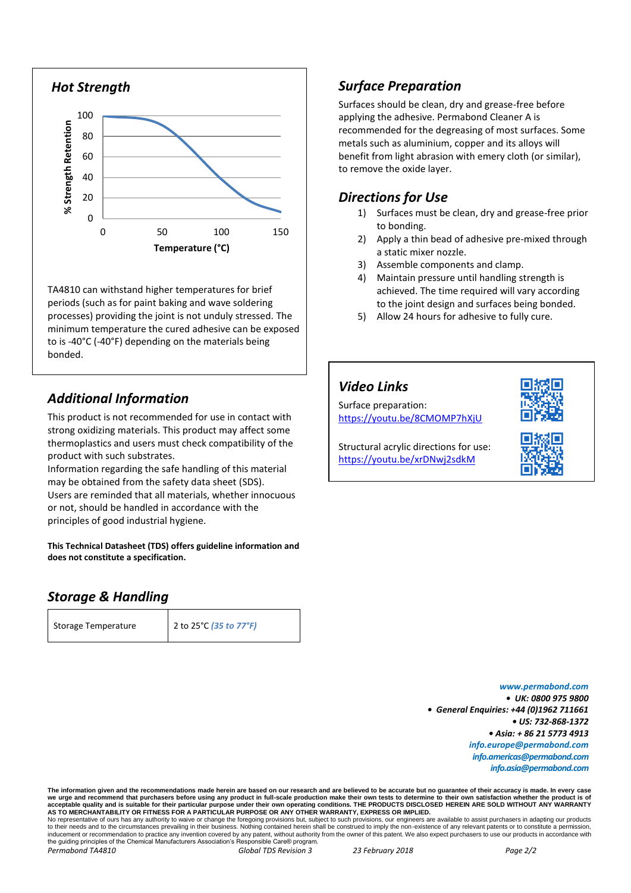## Hot Strength

% Strength Retention

100
80
60
40
20
0

0
50
100
150

Temperature (°C)

TA4810 can withstand higher temperatures for brief periods (such as for paint baking and wave soldering processes) providing the joint is not unduly stressed. The minimum temperature the cured adhesive can be exposed to is -40°C (-40°F) depending on the materials being bonded.

## Additional Information

This product is not recommended for use in contact with strong oxidizing materials. This product may affect some thermoplastics and users must check compatibility of the product with such substrates.
Information regarding the safe handling of this material may be obtained from the safety data sheet (SDS).
Users are reminded that all materials, whether innocuous or not, should be handled in accordance with the principles of good industrial hygiene.

**This Technical Datasheet (TDS) offers guideline information and does not constitute a specification.**

## Storage & Handling

| | |
|---|---|
| Storage Temperature | 2 to 25°C *(35 to 77°F)* |

## Surface Preparation

Surfaces should be clean, dry and grease-free before applying the adhesive. Permabond Cleaner A is recommended for the degreasing of most surfaces. Some metals such as aluminium, copper and its alloys will benefit from light abrasion with emery cloth (or similar), to remove the oxide layer.

## Directions for Use

1) Surfaces must be clean, dry and grease-free prior to bonding.
2) Apply a thin bead of adhesive pre-mixed through a static mixer nozzle.
3) Assemble components and clamp.
4) Maintain pressure until handling strength is achieved. The time required will vary according to the joint design and surfaces being bonded.
5) Allow 24 hours for adhesive to fully cure.

## Video Links

Surface preparation:
https://youtu.be/8CMOMP7hXjU

Structural acrylic directions for use:
https://youtu.be/xrDNwj2sdkM

*www.permabond.com*
*• UK: 0800 975 9800*
*• General Enquiries: +44 (0)1962 711661*
*• US: 732-868-1372*
*• Asia: + 86 21 5773 4913*
*info.europe@permabond.com*
*info.americas@permabond.com*
*info.asia@permabond.com*

**The information given and the recommendations made herein are based on our research and are believed to be accurate but no guarantee of their accuracy is made. In every case we urge and recommend that purchasers before using any product in full-scale production make their own tests to determine to their own satisfaction whether the product is of acceptable quality and is suitable for their particular purpose under their own operating conditions. THE PRODUCTS DISCLOSED HEREIN ARE SOLD WITHOUT ANY WARRANTY AS TO MERCHANTABILITY OR FITNESS FOR A PARTICULAR PURPOSE OR ANY OTHER WARRANTY, EXPRESS OR IMPLIED.**
No representative of ours has any authority to waive or change the foregoing provisions but, subject to such provisions, our engineers are available to assist purchasers in adapting our products to their needs and to the circumstances prevailing in their business. Nothing contained herein shall be construed to imply the non-existence of any relevant patents or to constitute a permission, inducement or recommendation to practice any invention covered by any patent, without authority from the owner of this patent. We also expect purchasers to use our products in accordance with the guiding principles of the Chemical Manufacturers Association's Responsible Care® program.

*Permabond TA4810* *Global TDS Revision 3* *23 February 2018*